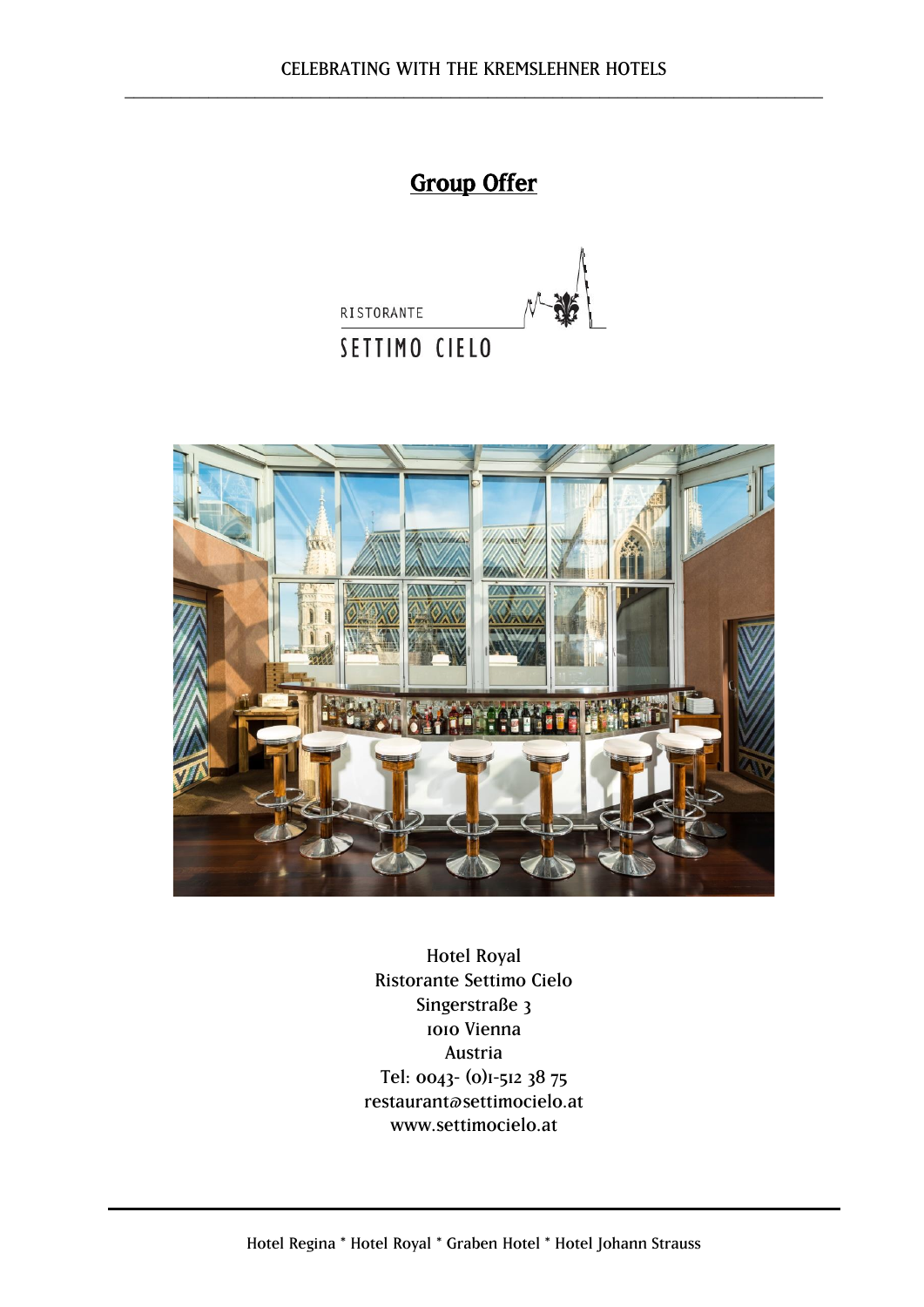# Group Offer

RISTORANTE

SETTIMO CIELO

Hotel Royal
Ristorante Settimo Cielo
Singerstraße 3
1010 Vienna
Austria
Tel: 0043- (0)1-512 38 75
restaurant@settimocielo.at
www.settimocielo.at

Hotel Regina * Hotel Royal * Graben Hotel * Hotel Johann Strauss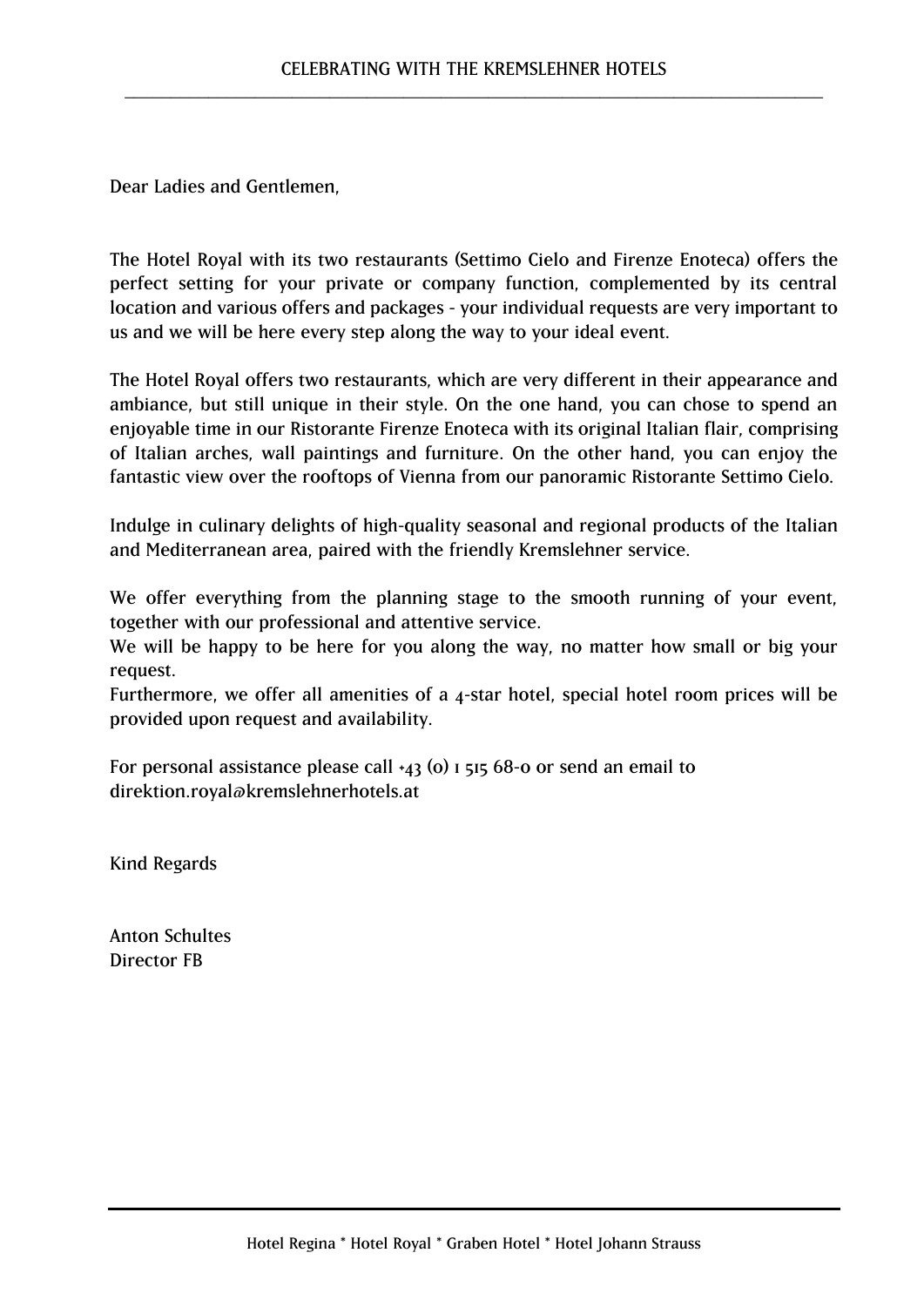Dear Ladies and Gentlemen,

The Hotel Royal with its two restaurants (Settimo Cielo and Firenze Enoteca) offers the perfect setting for your private or company function, complemented by its central location and various offers and packages - your individual requests are very important to us and we will be here every step along the way to your ideal event.

The Hotel Royal offers two restaurants, which are very different in their appearance and ambiance, but still unique in their style. On the one hand, you can chose to spend an enjoyable time in our Ristorante Firenze Enoteca with its original Italian flair, comprising of Italian arches, wall paintings and furniture. On the other hand, you can enjoy the fantastic view over the rooftops of Vienna from our panoramic Ristorante Settimo Cielo.

Indulge in culinary delights of high-quality seasonal and regional products of the Italian and Mediterranean area, paired with the friendly Kremslehner service.

We offer everything from the planning stage to the smooth running of your event, together with our professional and attentive service.
We will be happy to be here for you along the way, no matter how small or big your request.
Furthermore, we offer all amenities of a 4-star hotel, special hotel room prices will be provided upon request and availability.

For personal assistance please call +43 (0) 1 515 68-0 or send an email to direktion.royal@kremslehnerhotels.at

Kind Regards

Anton Schultes
Director FB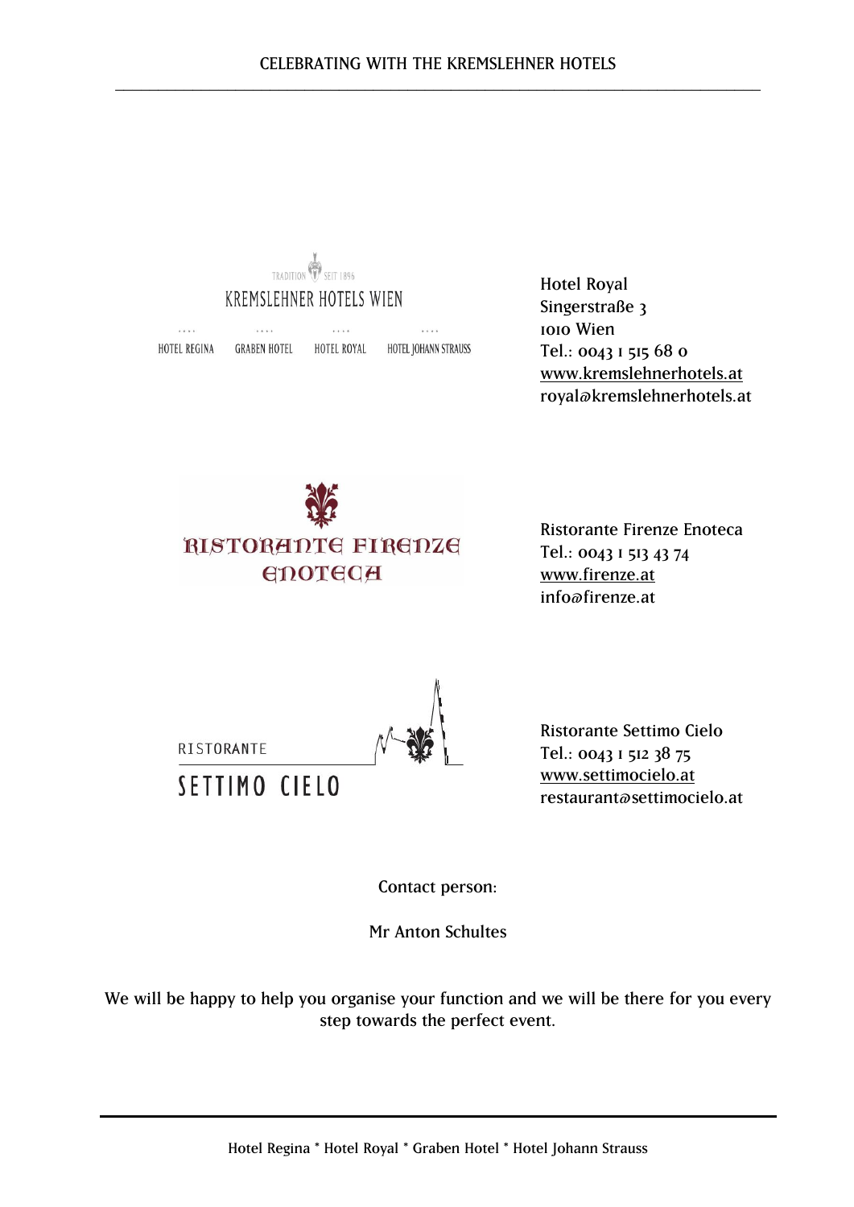KREMSLEHNER HOTELS WIEN

HOTEL REGINA · GRABEN HOTEL · HOTEL ROYAL · HOTEL JOHANN STRAUSS

Hotel Royal
Singerstraße 3
1010 Wien
Tel.: 0043 1 515 68 0
www.kremslehnerhotels.at
royal@kremslehnerhotels.at

RISTORANTE FIRENZE ENOTECA

Ristorante Firenze Enoteca
Tel.: 0043 1 513 43 74
www.firenze.at
info@firenze.at

RISTORANTE SETTIMO CIELO

Ristorante Settimo Cielo
Tel.: 0043 1 512 38 75
www.settimocielo.at
restaurant@settimocielo.at

Contact person:

Mr Anton Schultes

We will be happy to help you organise your function and we will be there for you every step towards the perfect event.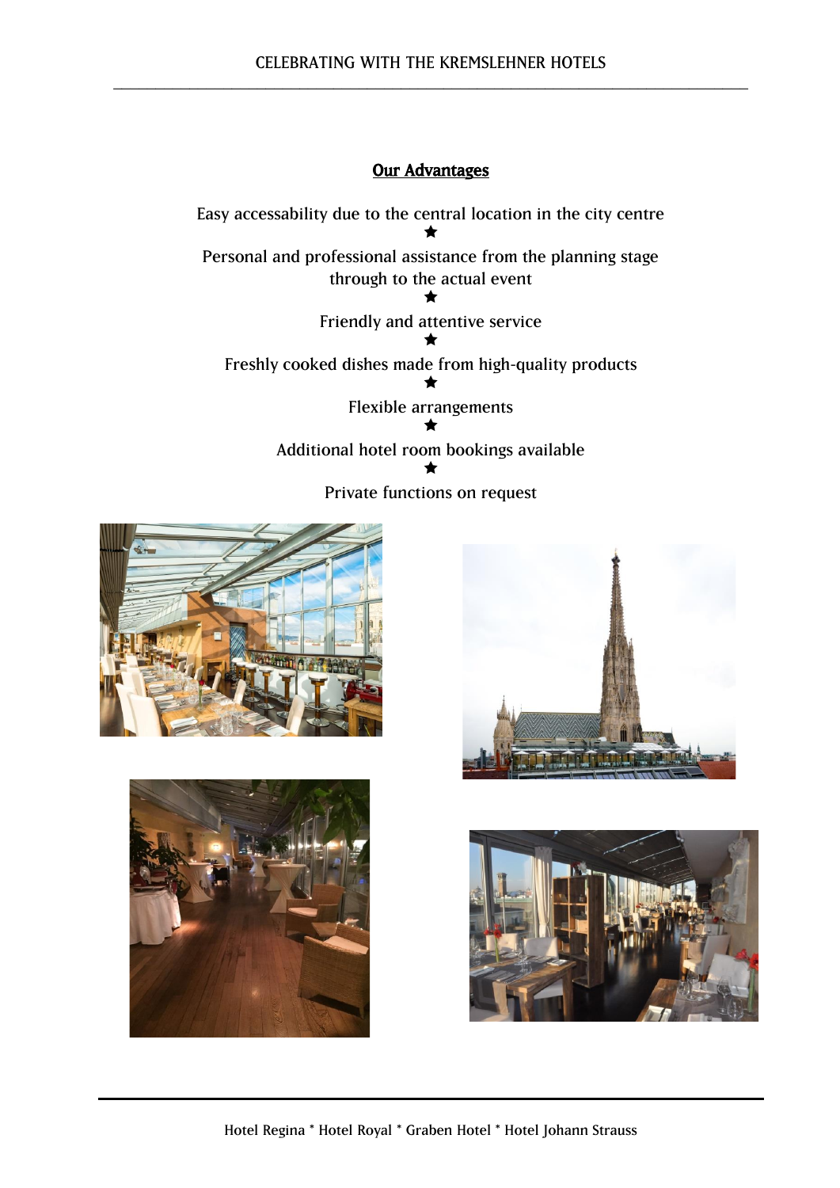## Our Advantages

Easy accessability due to the central location in the city centre

★

Personal and professional assistance from the planning stage through to the actual event

★

Friendly and attentive service

★

Freshly cooked dishes made from high-quality products

★

Flexible arrangements

★

Additional hotel room bookings available

★

Private functions on request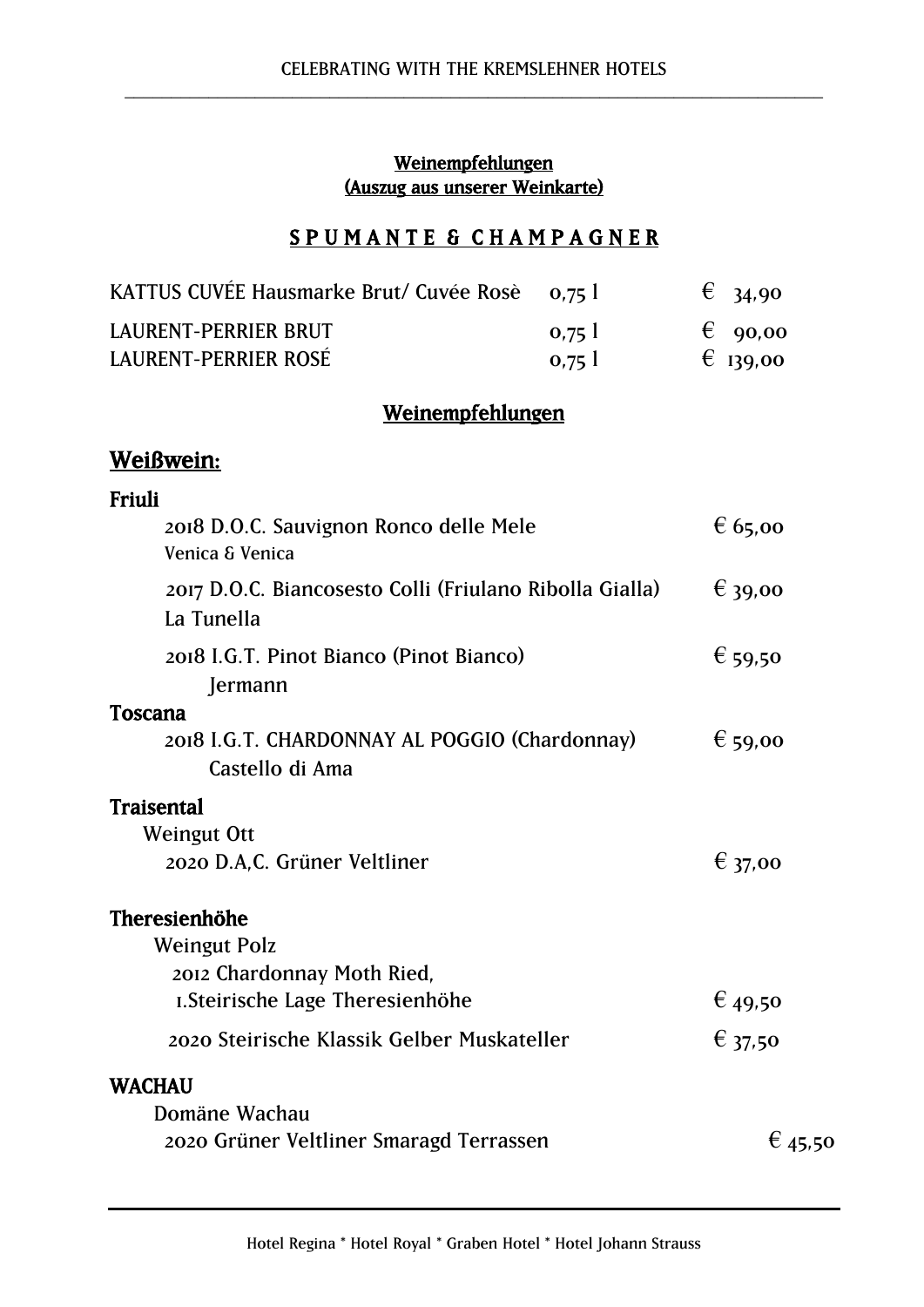## Weinempfehlungen
## (Auszug aus unserer Weinkarte)

## S P U M A N T E & C H A M P A G N E R

| | | |
|---|---|---|
| KATTUS CUVÉE Hausmarke Brut/ Cuvée Rosè | 0,75 l | € 34,90 |
| LAURENT-PERRIER BRUT | 0,75 l | € 90,00 |
| LAURENT-PERRIER ROSÉ | 0,75 l | € 139,00 |

## Weinempfehlungen

### Weißwein:

**Friuli**

2018 D.O.C. Sauvignon Ronco delle Mele — € 65,00
Venica & Venica

2017 D.O.C. Biancosesto Colli (Friulano Ribolla Gialla) — € 39,00
La Tunella

2018 I.G.T. Pinot Bianco (Pinot Bianco) — € 59,50
Jermann

**Toscana**

2018 I.G.T. CHARDONNAY AL POGGIO (Chardonnay) — € 59,00
Castello di Ama

**Traisental**

Weingut Ott
2020 D.A,C. Grüner Veltliner — € 37,00

**Theresienhöhe**

Weingut Polz
2012 Chardonnay Moth Ried,
1.Steirische Lage Theresienhöhe — € 49,50

2020 Steirische Klassik Gelber Muskateller — € 37,50

**WACHAU**

Domäne Wachau
2020 Grüner Veltliner Smaragd Terrassen — € 45,50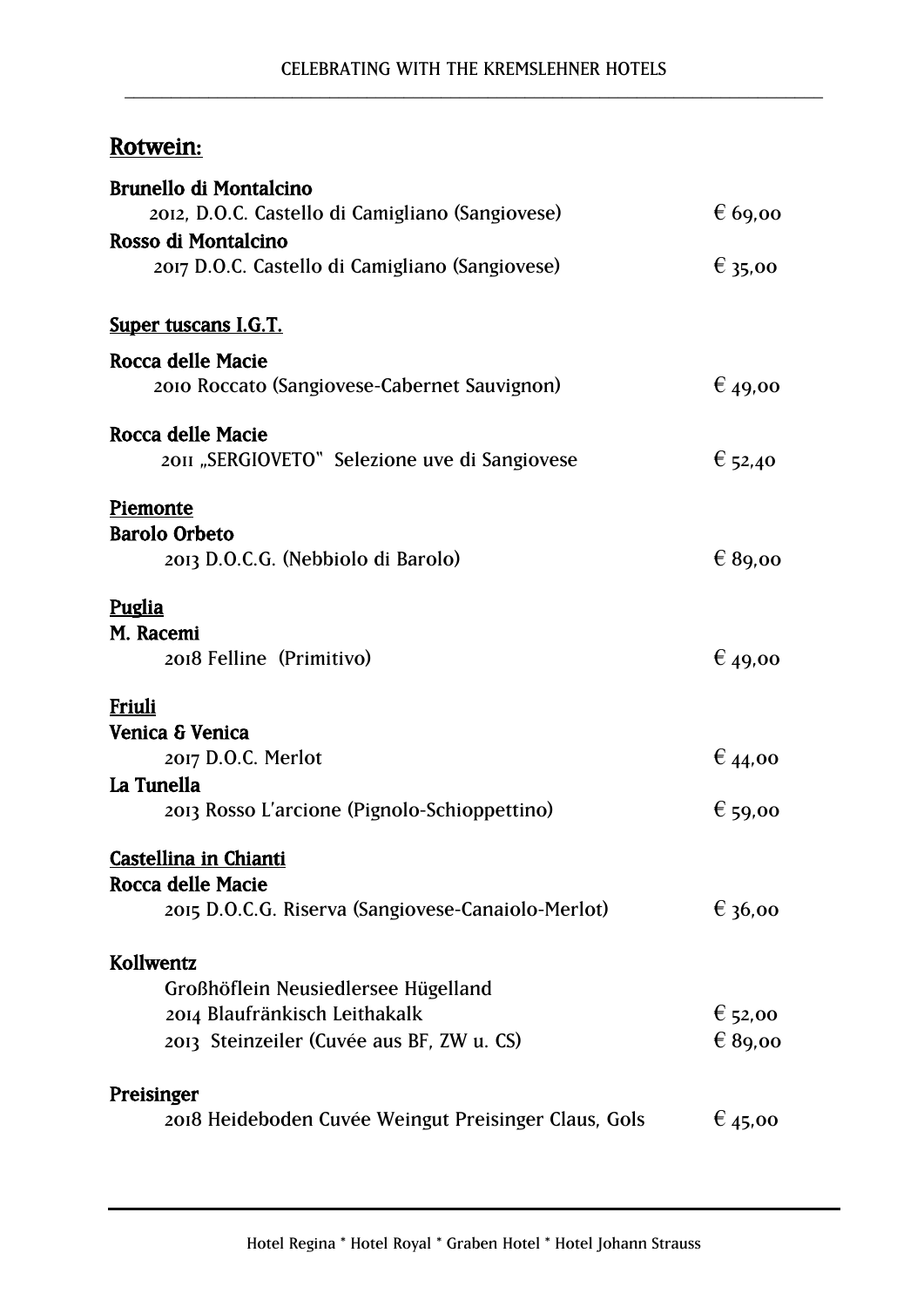## Rotwein:

**Brunello di Montalcino**
2012, D.O.C. Castello di Camigliano (Sangiovese) € 69,00

**Rosso di Montalcino**
2017 D.O.C. Castello di Camigliano (Sangiovese) € 35,00

### Super tuscans I.G.T.

**Rocca delle Macie**
2010 Roccato (Sangiovese-Cabernet Sauvignon) € 49,00

**Rocca delle Macie**
2011 „SERGIOVETO" Selezione uve di Sangiovese € 52,40

### Piemonte

**Barolo Orbeto**
2013 D.O.C.G. (Nebbiolo di Barolo) € 89,00

### Puglia

**M. Racemi**
2018 Felline (Primitivo) € 49,00

### Friuli

**Venica & Venica**
2017 D.O.C. Merlot € 44,00

**La Tunella**
2013 Rosso L'arcione (Pignolo-Schioppettino) € 59,00

### Castellina in Chianti

**Rocca delle Macie**
2015 D.O.C.G. Riserva (Sangiovese-Canaiolo-Merlot) € 36,00

**Kollwentz**
Großhöflein Neusiedlersee Hügelland
2014 Blaufränkisch Leithakalk € 52,00
2013 Steinzeiler (Cuvée aus BF, ZW u. CS) € 89,00

**Preisinger**
2018 Heideboden Cuvée Weingut Preisinger Claus, Gols € 45,00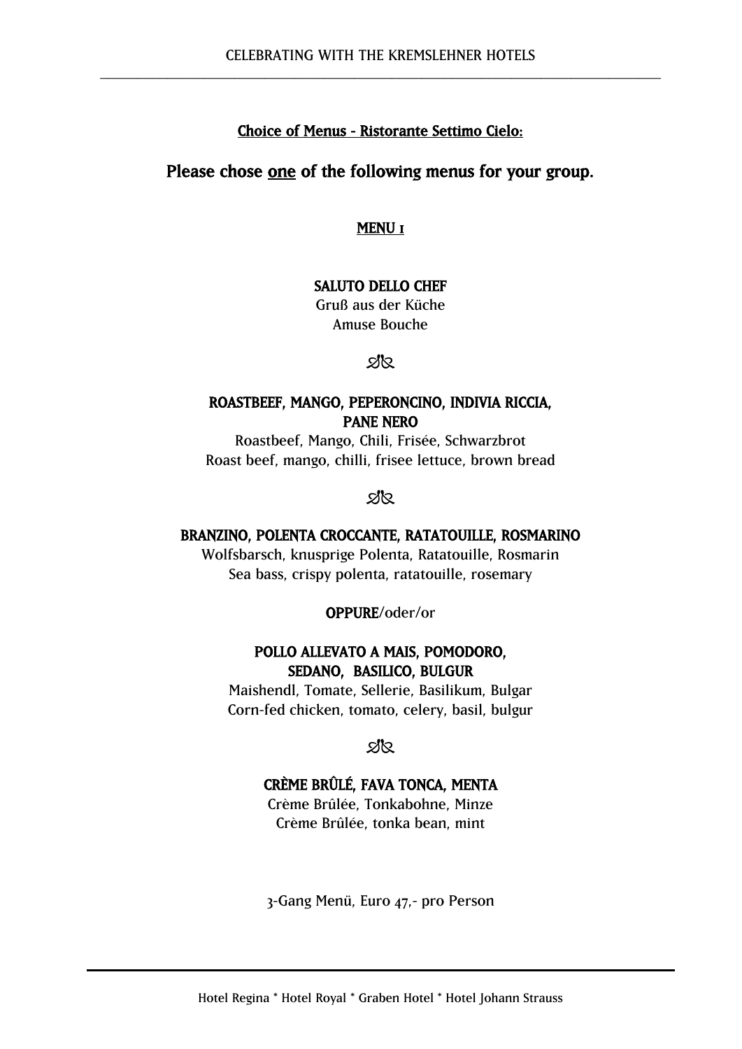**Choice of Menus - Ristorante Settimo Cielo:**

## Please chose one of the following menus for your group.

### MENU 1

**SALUTO DELLO CHEF**
Gruß aus der Küche
Amuse Bouche

ஃ

**ROASTBEEF, MANGO, PEPERONCINO, INDIVIA RICCIA, PANE NERO**
Roastbeef, Mango, Chili, Frisée, Schwarzbrot
Roast beef, mango, chilli, frisee lettuce, brown bread

ஃ

**BRANZINO, POLENTA CROCCANTE, RATATOUILLE, ROSMARINO**
Wolfsbarsch, knusprige Polenta, Ratatouille, Rosmarin
Sea bass, crispy polenta, ratatouille, rosemary

**OPPURE**/oder/or

**POLLO ALLEVATO A MAIS, POMODORO, SEDANO, BASILICO, BULGUR**
Maishendl, Tomate, Sellerie, Basilikum, Bulgar
Corn-fed chicken, tomato, celery, basil, bulgur

ஃ

**CRÈME BRÛLÉ, FAVA TONCA, MENTA**
Crème Brûlée, Tonkabohne, Minze
Crème Brûlée, tonka bean, mint

3-Gang Menü, Euro 47,- pro Person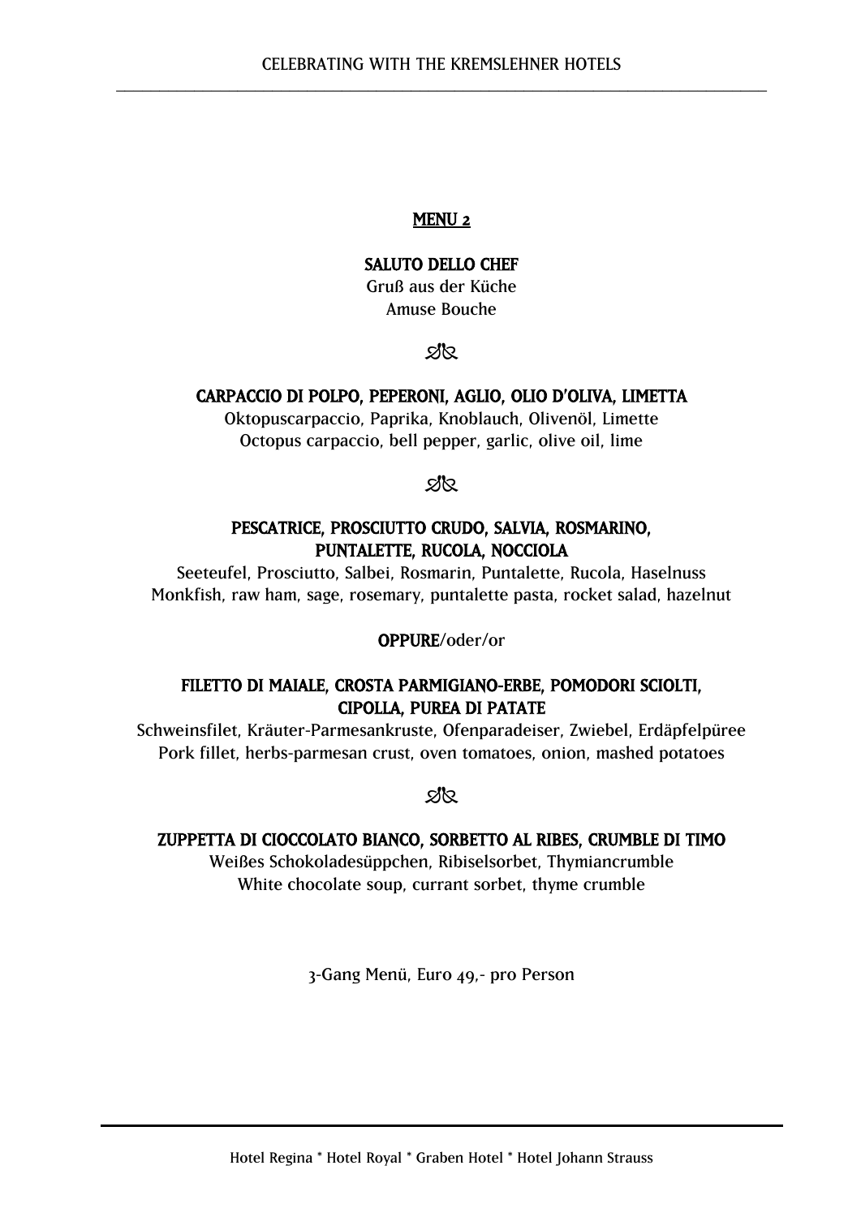## MENU 2

**SALUTO DELLO CHEF**
Gruß aus der Küche
Amuse Bouche

ꕥ

**CARPACCIO DI POLPO, PEPERONI, AGLIO, OLIO D'OLIVA, LIMETTA**
Oktopuscarpaccio, Paprika, Knoblauch, Olivenöl, Limette
Octopus carpaccio, bell pepper, garlic, olive oil, lime

ꕥ

**PESCATRICE, PROSCIUTTO CRUDO, SALVIA, ROSMARINO, PUNTALETTE, RUCOLA, NOCCIOLA**
Seeteufel, Prosciutto, Salbei, Rosmarin, Puntalette, Rucola, Haselnuss
Monkfish, raw ham, sage, rosemary, puntalette pasta, rocket salad, hazelnut

**OPPURE**/oder/or

**FILETTO DI MAIALE, CROSTA PARMIGIANO-ERBE, POMODORI SCIOLTI, CIPOLLA, PUREA DI PATATE**
Schweinsfilet, Kräuter-Parmesankruste, Ofenparadeiser, Zwiebel, Erdäpfelpüree
Pork fillet, herbs-parmesan crust, oven tomatoes, onion, mashed potatoes

ꕥ

**ZUPPETTA DI CIOCCOLATO BIANCO, SORBETTO AL RIBES, CRUMBLE DI TIMO**
Weißes Schokoladesüppchen, Ribiselsorbet, Thymiancrumble
White chocolate soup, currant sorbet, thyme crumble

3-Gang Menü, Euro 49,- pro Person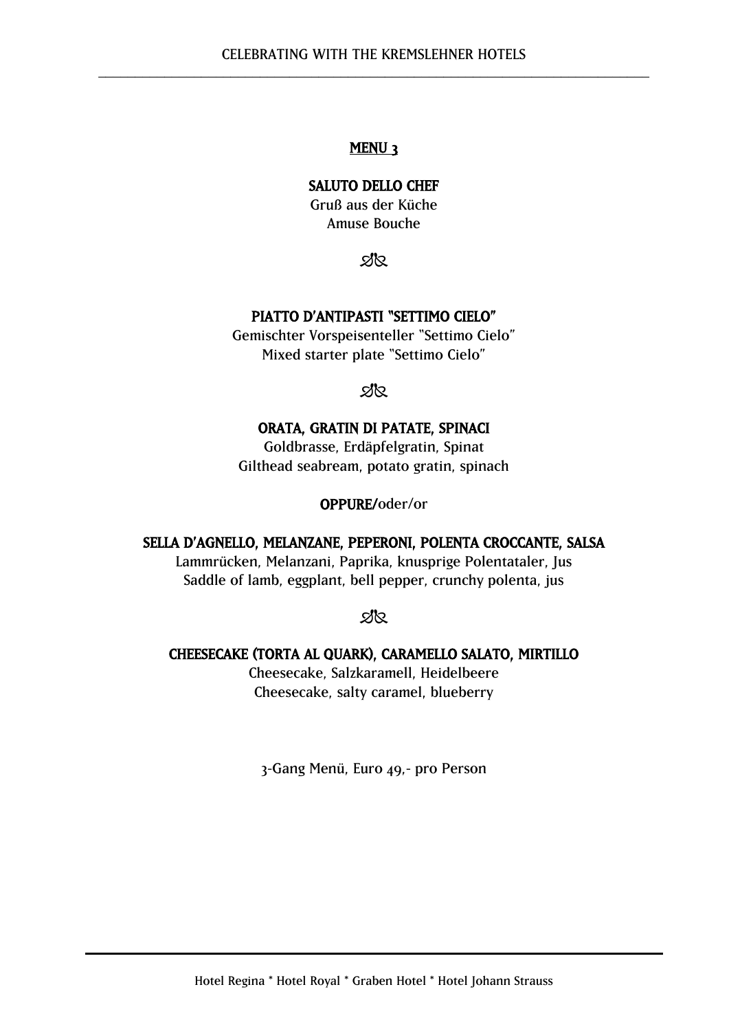## MENU 3

**SALUTO DELLO CHEF**
Gruß aus der Küche
Amuse Bouche

ꕥ

**PIATTO D'ANTIPASTI "SETTIMO CIELO"**
Gemischter Vorspeisenteller "Settimo Cielo"
Mixed starter plate "Settimo Cielo"

ꕥ

**ORATA, GRATIN DI PATATE, SPINACI**
Goldbrasse, Erdäpfelgratin, Spinat
Gilthead seabream, potato gratin, spinach

**OPPURE/**oder/or

**SELLA D'AGNELLO, MELANZANE, PEPERONI, POLENTA CROCCANTE, SALSA**
Lammrücken, Melanzani, Paprika, knusprige Polentataler, Jus
Saddle of lamb, eggplant, bell pepper, crunchy polenta, jus

ꕥ

**CHEESECAKE (TORTA AL QUARK), CARAMELLO SALATO, MIRTILLO**
Cheesecake, Salzkaramell, Heidelbeere
Cheesecake, salty caramel, blueberry

3-Gang Menü, Euro 49,- pro Person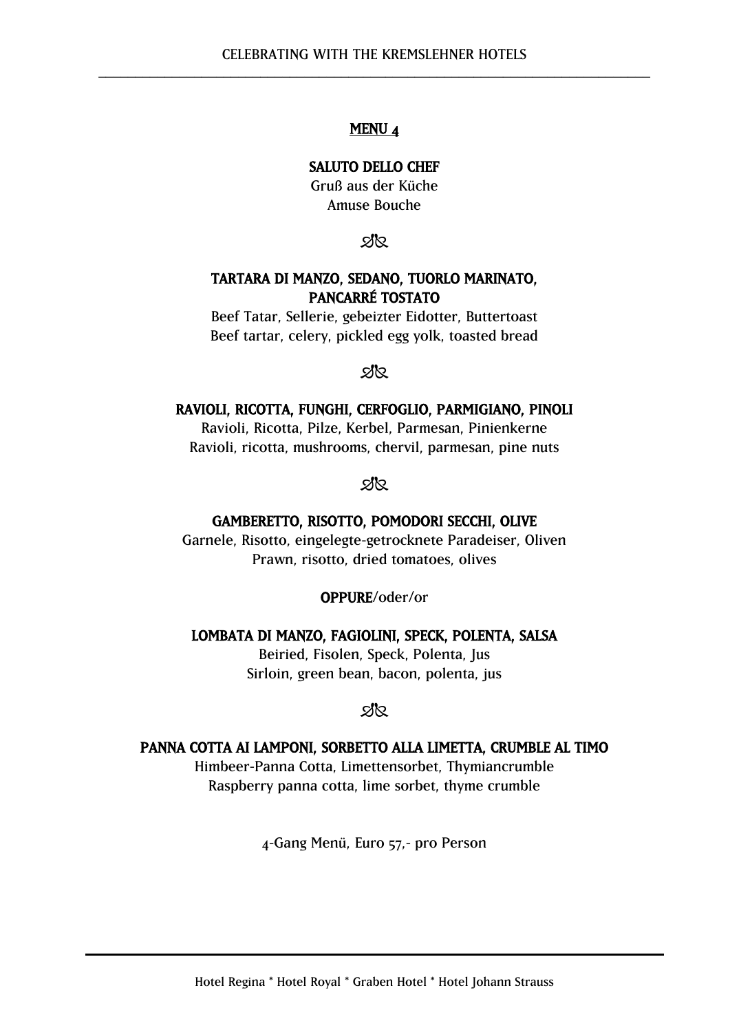## MENU 4

**SALUTO DELLO CHEF**
Gruß aus der Küche
Amuse Bouche

ꕥ

**TARTARA DI MANZO, SEDANO, TUORLO MARINATO, PANCARRÉ TOSTATO**
Beef Tatar, Sellerie, gebeizter Eidotter, Buttertoast
Beef tartar, celery, pickled egg yolk, toasted bread

ꕥ

**RAVIOLI, RICOTTA, FUNGHI, CERFOGLIO, PARMIGIANO, PINOLI**
Ravioli, Ricotta, Pilze, Kerbel, Parmesan, Pinienkerne
Ravioli, ricotta, mushrooms, chervil, parmesan, pine nuts

ꕥ

**GAMBERETTO, RISOTTO, POMODORI SECCHI, OLIVE**
Garnele, Risotto, eingelegte-getrocknete Paradeiser, Oliven
Prawn, risotto, dried tomatoes, olives

**OPPURE**/oder/or

**LOMBATA DI MANZO, FAGIOLINI, SPECK, POLENTA, SALSA**
Beiried, Fisolen, Speck, Polenta, Jus
Sirloin, green bean, bacon, polenta, jus

ꕥ

**PANNA COTTA AI LAMPONI, SORBETTO ALLA LIMETTA, CRUMBLE AL TIMO**
Himbeer-Panna Cotta, Limettensorbet, Thymiancrumble
Raspberry panna cotta, lime sorbet, thyme crumble

4-Gang Menü, Euro 57,- pro Person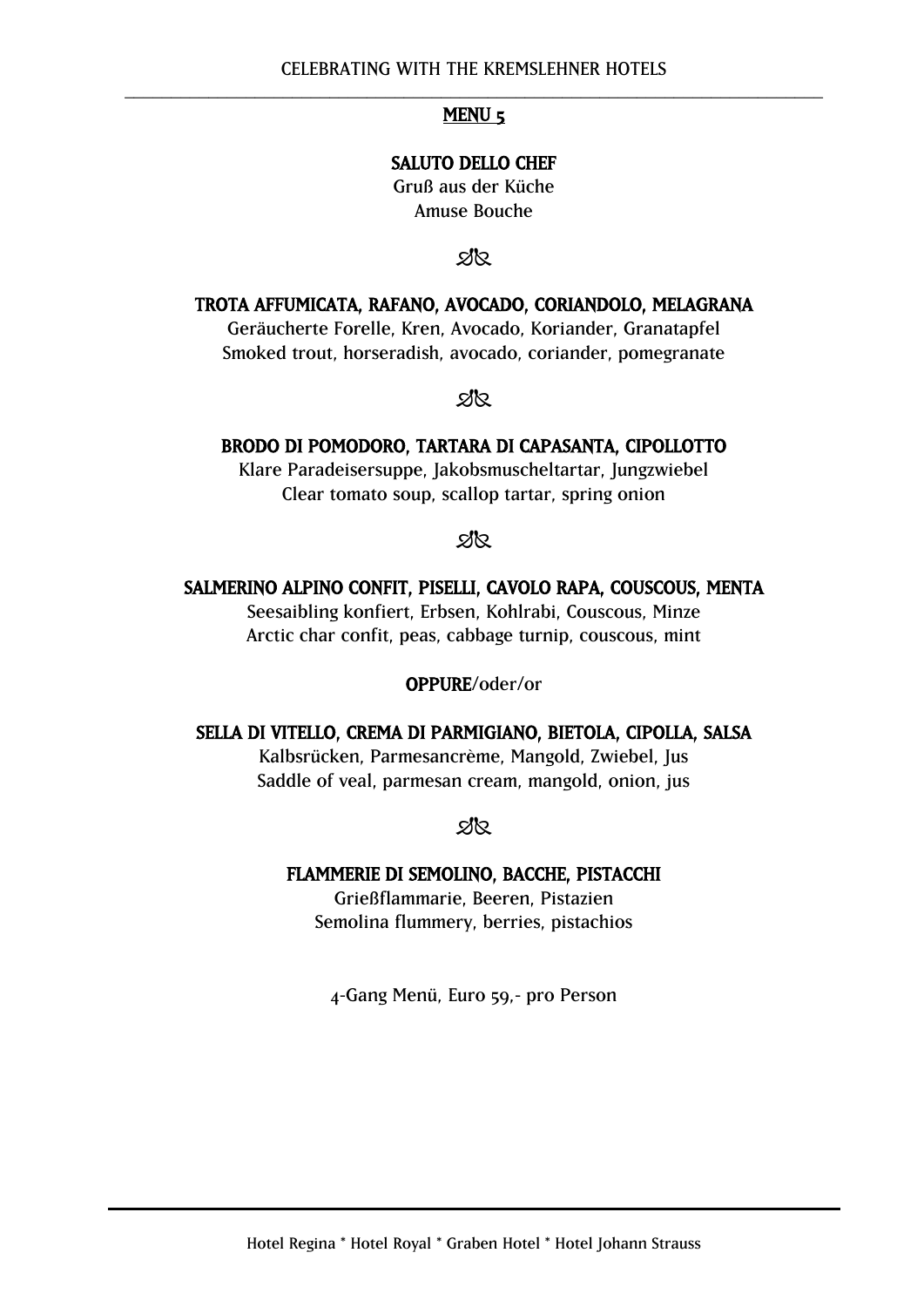## MENU 5

**SALUTO DELLO CHEF**
Gruß aus der Küche
Amuse Bouche

ꕥ

**TROTA AFFUMICATA, RAFANO, AVOCADO, CORIANDOLO, MELAGRANA**
Geräucherte Forelle, Kren, Avocado, Koriander, Granatapfel
Smoked trout, horseradish, avocado, coriander, pomegranate

ꕥ

**BRODO DI POMODORO, TARTARA DI CAPASANTA, CIPOLLOTTO**
Klare Paradeisersuppe, Jakobsmuscheltartar, Jungzwiebel
Clear tomato soup, scallop tartar, spring onion

ꕥ

**SALMERINO ALPINO CONFIT, PISELLI, CAVOLO RAPA, COUSCOUS, MENTA**
Seesaibling konfiert, Erbsen, Kohlrabi, Couscous, Minze
Arctic char confit, peas, cabbage turnip, couscous, mint

**OPPURE**/oder/or

**SELLA DI VITELLO, CREMA DI PARMIGIANO, BIETOLA, CIPOLLA, SALSA**
Kalbsrücken, Parmesancrème, Mangold, Zwiebel, Jus
Saddle of veal, parmesan cream, mangold, onion, jus

ꕥ

**FLAMMERIE DI SEMOLINO, BACCHE, PISTACCHI**
Grießflammarie, Beeren, Pistazien
Semolina flummery, berries, pistachios

4-Gang Menü, Euro 59,- pro Person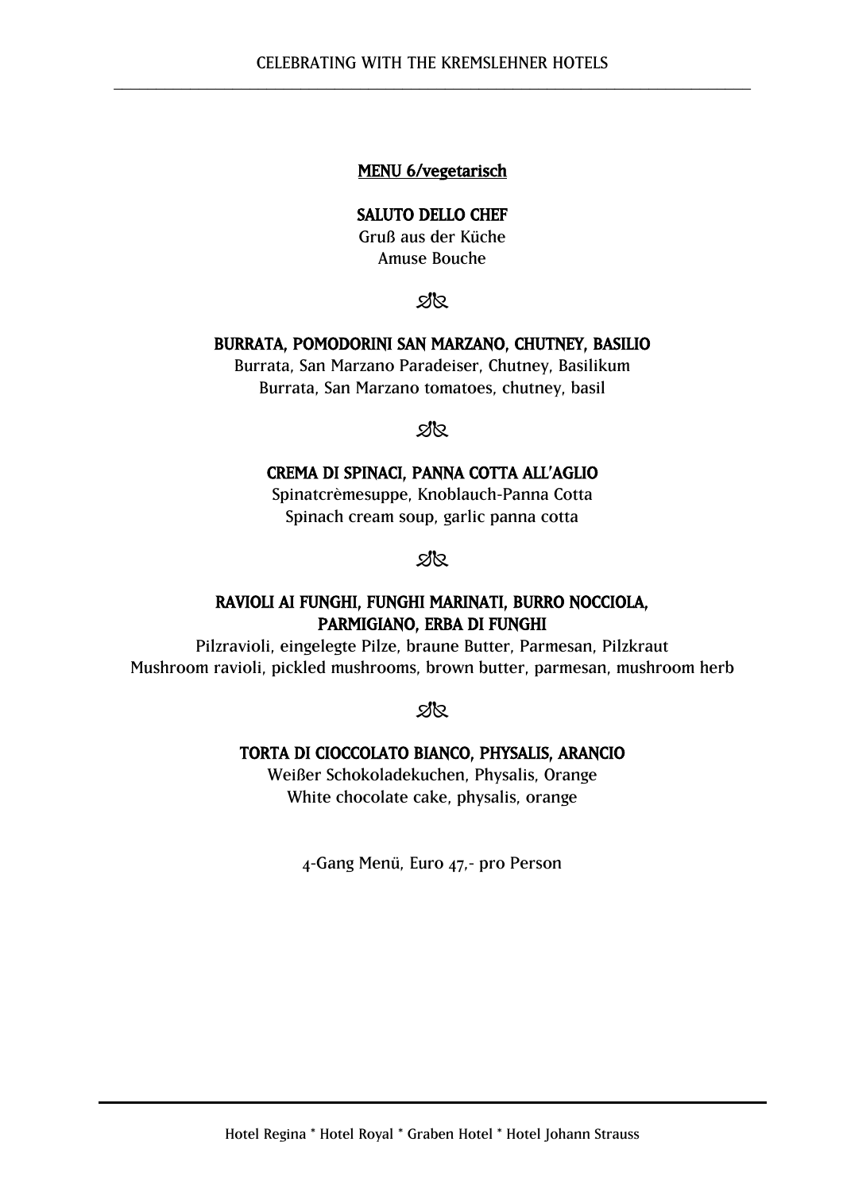## MENU 6/vegetarisch

**SALUTO DELLO CHEF**
Gruß aus der Küche
Amuse Bouche

ꕥ

**BURRATA, POMODORINI SAN MARZANO, CHUTNEY, BASILIO**
Burrata, San Marzano Paradeiser, Chutney, Basilikum
Burrata, San Marzano tomatoes, chutney, basil

ꕥ

**CREMA DI SPINACI, PANNA COTTA ALL'AGLIO**
Spinatcrèmesuppe, Knoblauch-Panna Cotta
Spinach cream soup, garlic panna cotta

ꕥ

**RAVIOLI AI FUNGHI, FUNGHI MARINATI, BURRO NOCCIOLA, PARMIGIANO, ERBA DI FUNGHI**
Pilzravioli, eingelegte Pilze, braune Butter, Parmesan, Pilzkraut
Mushroom ravioli, pickled mushrooms, brown butter, parmesan, mushroom herb

ꕥ

**TORTA DI CIOCCOLATO BIANCO, PHYSALIS, ARANCIO**
Weißer Schokoladekuchen, Physalis, Orange
White chocolate cake, physalis, orange

4-Gang Menü, Euro 47,- pro Person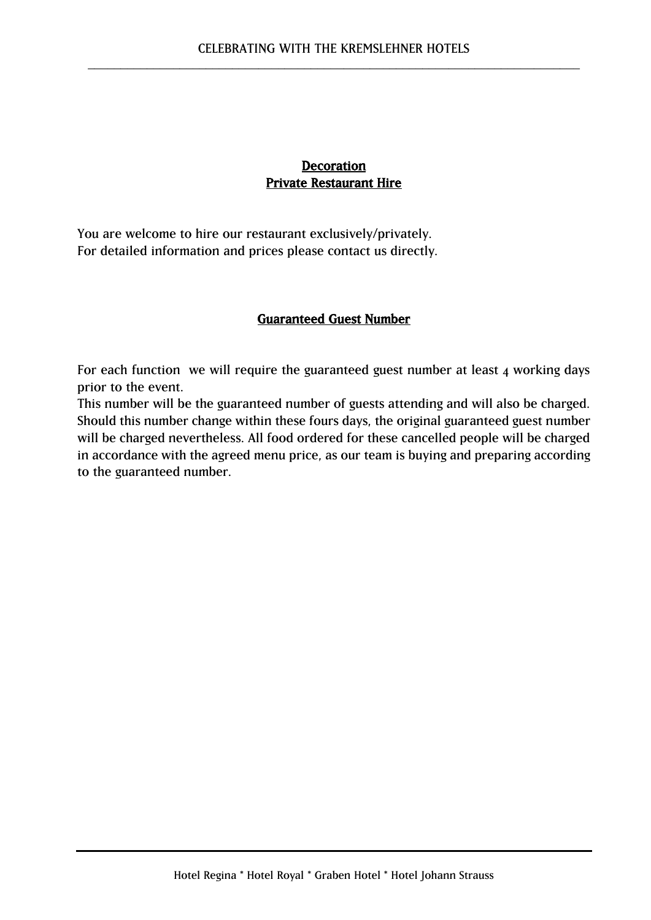## Decoration
## Private Restaurant Hire

You are welcome to hire our restaurant exclusively/privately.
For detailed information and prices please contact us directly.

## Guaranteed Guest Number

For each function we will require the guaranteed guest number at least 4 working days prior to the event.
This number will be the guaranteed number of guests attending and will also be charged. Should this number change within these fours days, the original guaranteed guest number will be charged nevertheless. All food ordered for these cancelled people will be charged in accordance with the agreed menu price, as our team is buying and preparing according to the guaranteed number.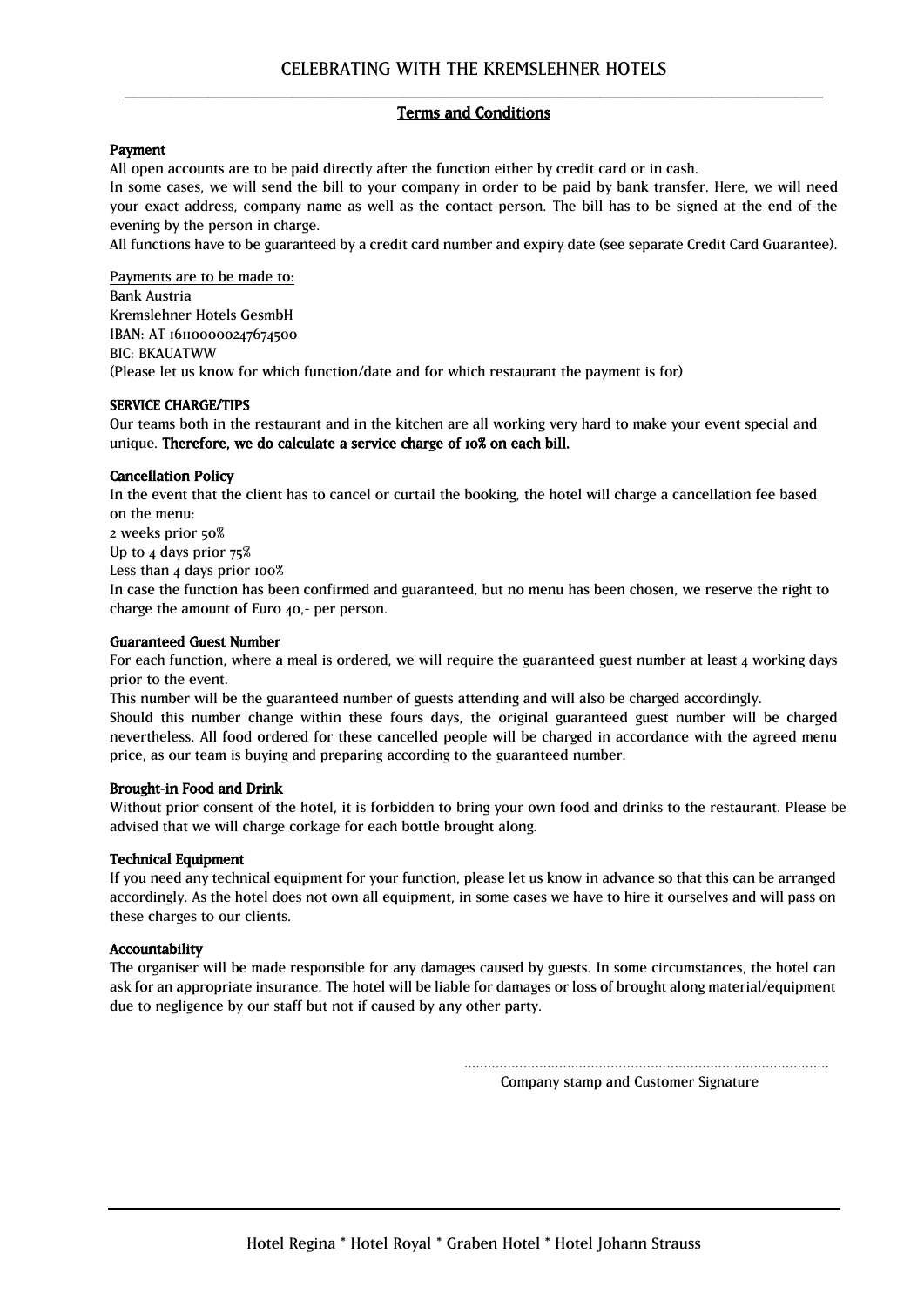# CELEBRATING WITH THE KREMSLEHNER HOTELS

## Terms and Conditions

### Payment

All open accounts are to be paid directly after the function either by credit card or in cash.

In some cases, we will send the bill to your company in order to be paid by bank transfer. Here, we will need your exact address, company name as well as the contact person. The bill has to be signed at the end of the evening by the person in charge.

All functions have to be guaranteed by a credit card number and expiry date (see separate Credit Card Guarantee).

Payments are to be made to:
Bank Austria
Kremslehner Hotels GesmbH
IBAN: AT 161100000247674500
BIC: BKAUATWW
(Please let us know for which function/date and for which restaurant the payment is for)

### SERVICE CHARGE/TIPS

Our teams both in the restaurant and in the kitchen are all working very hard to make your event special and unique. **Therefore, we do calculate a service charge of 10% on each bill.**

### Cancellation Policy

In the event that the client has to cancel or curtail the booking, the hotel will charge a cancellation fee based on the menu:
2 weeks prior 50%
Up to 4 days prior 75%
Less than 4 days prior 100%
In case the function has been confirmed and guaranteed, but no menu has been chosen, we reserve the right to charge the amount of Euro 40,- per person.

### Guaranteed Guest Number

For each function, where a meal is ordered, we will require the guaranteed guest number at least 4 working days prior to the event.

This number will be the guaranteed number of guests attending and will also be charged accordingly.

Should this number change within these fours days, the original guaranteed guest number will be charged nevertheless. All food ordered for these cancelled people will be charged in accordance with the agreed menu price, as our team is buying and preparing according to the guaranteed number.

### Brought-in Food and Drink

Without prior consent of the hotel, it is forbidden to bring your own food and drinks to the restaurant. Please be advised that we will charge corkage for each bottle brought along.

### Technical Equipment

If you need any technical equipment for your function, please let us know in advance so that this can be arranged accordingly. As the hotel does not own all equipment, in some cases we have to hire it ourselves and will pass on these charges to our clients.

### Accountability

The organiser will be made responsible for any damages caused by guests. In some circumstances, the hotel can ask for an appropriate insurance. The hotel will be liable for damages or loss of brought along material/equipment due to negligence by our staff but not if caused by any other party.

..........................................................................................
Company stamp and Customer Signature

Hotel Regina * Hotel Royal * Graben Hotel * Hotel Johann Strauss